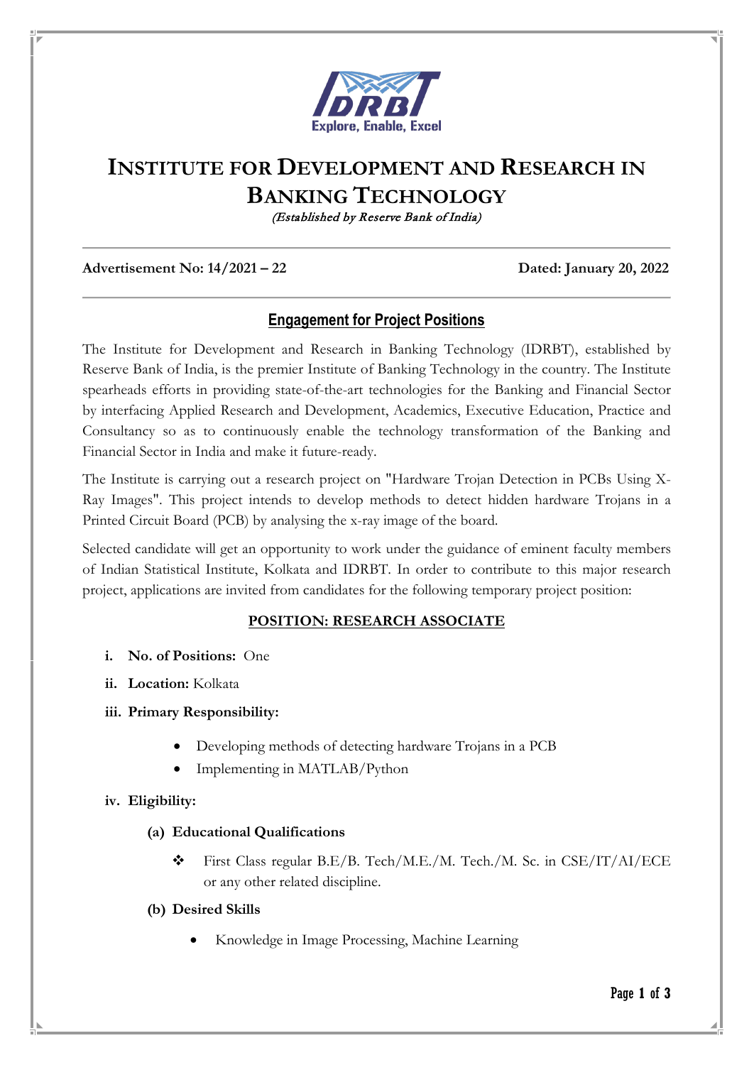# INSTITUTE FOR DEVELOPMENT AND RESEARCH IN BANKING TECHNOLOGY

*(Established by Reserve Bank of India)*

**Advertisement No: 14/2021 – 22** **Dated: January 20, 2022**

## Engagement for Project Positions

The Institute for Development and Research in Banking Technology (IDRBT), established by Reserve Bank of India, is the premier Institute of Banking Technology in the country. The Institute spearheads efforts in providing state-of-the-art technologies for the Banking and Financial Sector by interfacing Applied Research and Development, Academics, Executive Education, Practice and Consultancy so as to continuously enable the technology transformation of the Banking and Financial Sector in India and make it future-ready.

The Institute is carrying out a research project on "Hardware Trojan Detection in PCBs Using X-Ray Images". This project intends to develop methods to detect hidden hardware Trojans in a Printed Circuit Board (PCB) by analysing the x-ray image of the board.

Selected candidate will get an opportunity to work under the guidance of eminent faculty members of Indian Statistical Institute, Kolkata and IDRBT. In order to contribute to this major research project, applications are invited from candidates for the following temporary project position:

### POSITION: RESEARCH ASSOCIATE

i. **No. of Positions:** One

ii. **Location:** Kolkata

iii. **Primary Responsibility:**

- Developing methods of detecting hardware Trojans in a PCB
- Implementing in MATLAB/Python

iv. **Eligibility:**

**(a) Educational Qualifications**

- First Class regular B.E/B. Tech/M.E./M. Tech./M. Sc. in CSE/IT/AI/ECE or any other related discipline.

**(b) Desired Skills**

- Knowledge in Image Processing, Machine Learning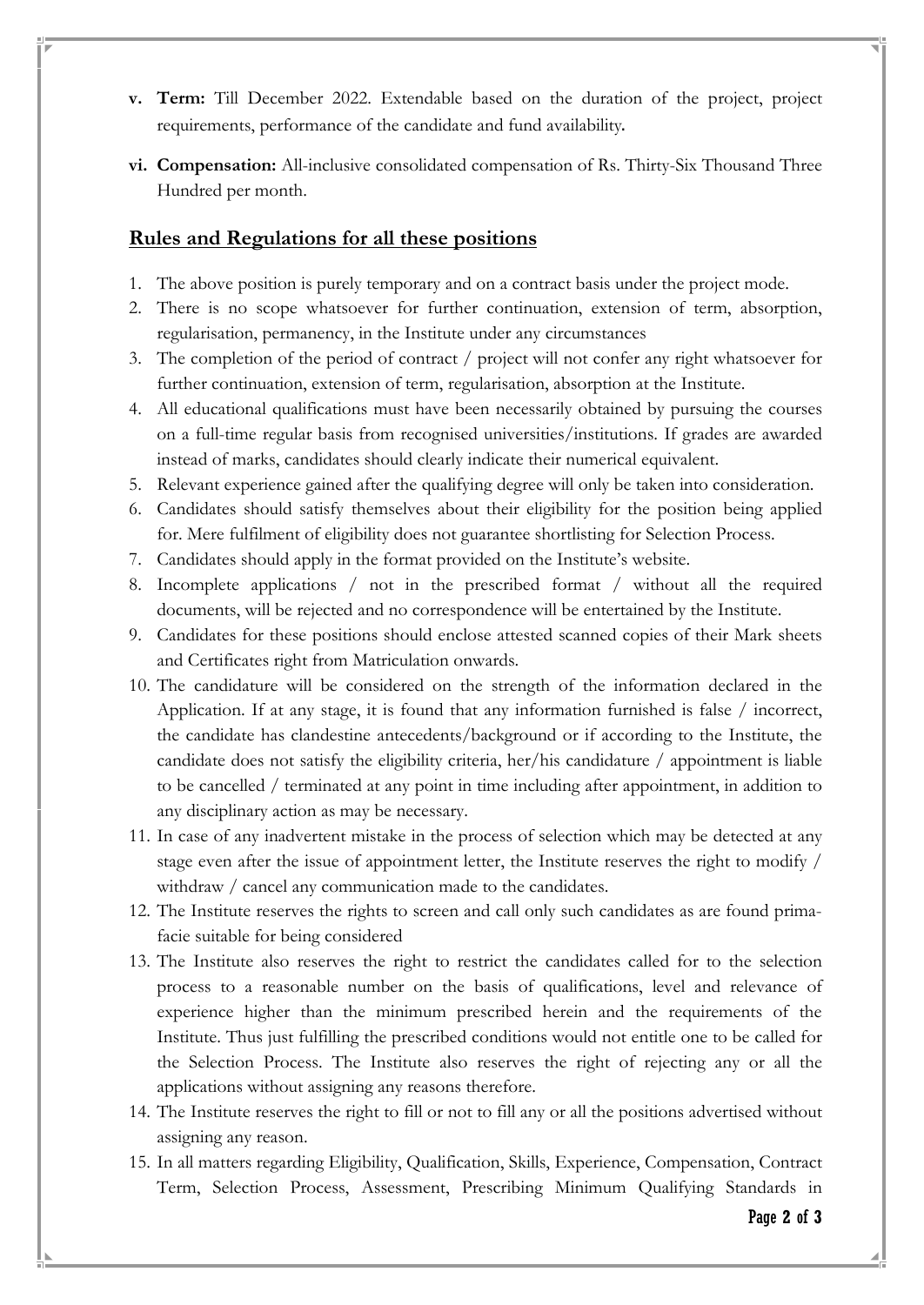- **v. Term:** Till December 2022. Extendable based on the duration of the project, project requirements, performance of the candidate and fund availability**.**
- **vi. Compensation:** All-inclusive consolidated compensation of Rs. Thirty-Six Thousand Three Hundred per month.

## Rules and Regulations for all these positions

1. The above position is purely temporary and on a contract basis under the project mode.
2. There is no scope whatsoever for further continuation, extension of term, absorption, regularisation, permanency, in the Institute under any circumstances
3. The completion of the period of contract / project will not confer any right whatsoever for further continuation, extension of term, regularisation, absorption at the Institute.
4. All educational qualifications must have been necessarily obtained by pursuing the courses on a full-time regular basis from recognised universities/institutions. If grades are awarded instead of marks, candidates should clearly indicate their numerical equivalent.
5. Relevant experience gained after the qualifying degree will only be taken into consideration.
6. Candidates should satisfy themselves about their eligibility for the position being applied for. Mere fulfilment of eligibility does not guarantee shortlisting for Selection Process.
7. Candidates should apply in the format provided on the Institute's website.
8. Incomplete applications / not in the prescribed format / without all the required documents, will be rejected and no correspondence will be entertained by the Institute.
9. Candidates for these positions should enclose attested scanned copies of their Mark sheets and Certificates right from Matriculation onwards.
10. The candidature will be considered on the strength of the information declared in the Application. If at any stage, it is found that any information furnished is false / incorrect, the candidate has clandestine antecedents/background or if according to the Institute, the candidate does not satisfy the eligibility criteria, her/his candidature / appointment is liable to be cancelled / terminated at any point in time including after appointment, in addition to any disciplinary action as may be necessary.
11. In case of any inadvertent mistake in the process of selection which may be detected at any stage even after the issue of appointment letter, the Institute reserves the right to modify / withdraw / cancel any communication made to the candidates.
12. The Institute reserves the rights to screen and call only such candidates as are found prima-facie suitable for being considered
13. The Institute also reserves the right to restrict the candidates called for to the selection process to a reasonable number on the basis of qualifications, level and relevance of experience higher than the minimum prescribed herein and the requirements of the Institute. Thus just fulfilling the prescribed conditions would not entitle one to be called for the Selection Process. The Institute also reserves the right of rejecting any or all the applications without assigning any reasons therefore.
14. The Institute reserves the right to fill or not to fill any or all the positions advertised without assigning any reason.
15. In all matters regarding Eligibility, Qualification, Skills, Experience, Compensation, Contract Term, Selection Process, Assessment, Prescribing Minimum Qualifying Standards in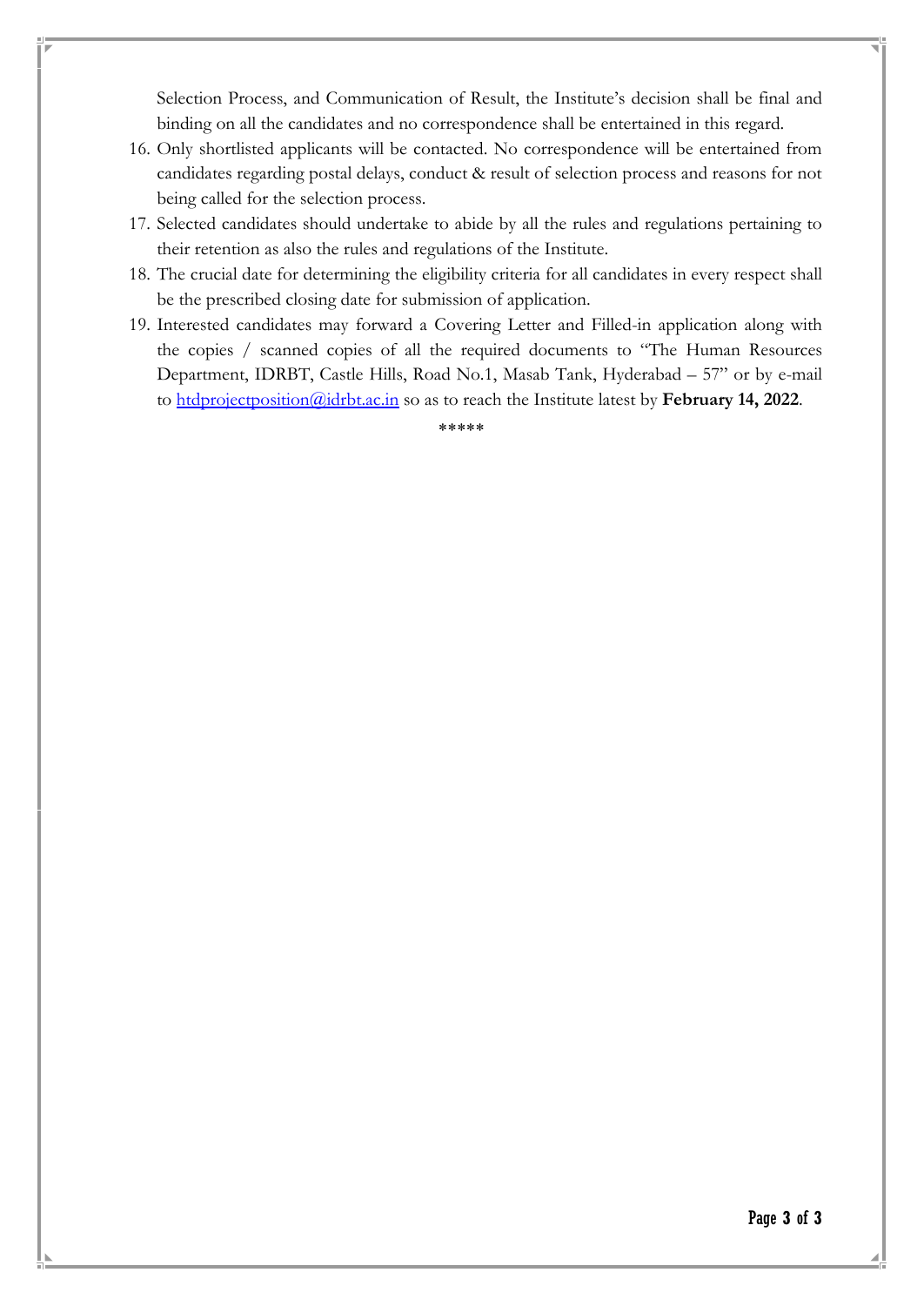Selection Process, and Communication of Result, the Institute's decision shall be final and binding on all the candidates and no correspondence shall be entertained in this regard.

16. Only shortlisted applicants will be contacted. No correspondence will be entertained from candidates regarding postal delays, conduct & result of selection process and reasons for not being called for the selection process.
17. Selected candidates should undertake to abide by all the rules and regulations pertaining to their retention as also the rules and regulations of the Institute.
18. The crucial date for determining the eligibility criteria for all candidates in every respect shall be the prescribed closing date for submission of application.
19. Interested candidates may forward a Covering Letter and Filled-in application along with the copies / scanned copies of all the required documents to "The Human Resources Department, IDRBT, Castle Hills, Road No.1, Masab Tank, Hyderabad – 57" or by e-mail to htdprojectposition@idrbt.ac.in so as to reach the Institute latest by **February 14, 2022**.

*****